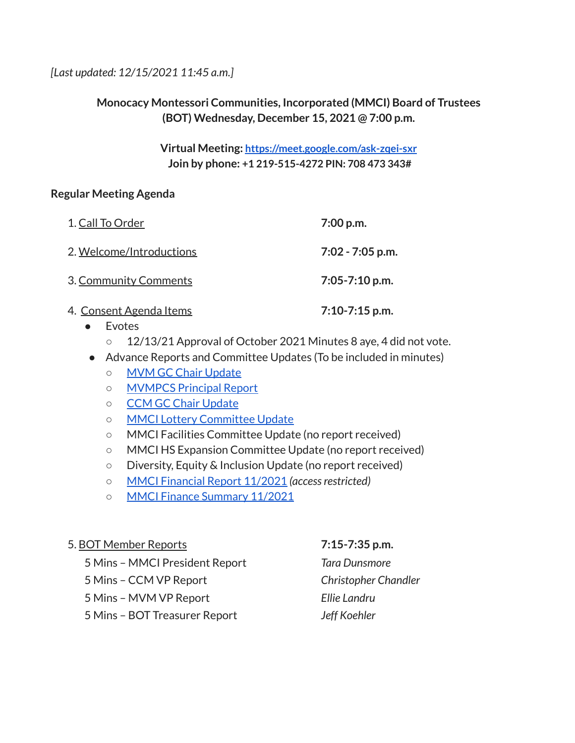*[Last updated: 12/15/2021 11:45 a.m.]*

**Monocacy Montessori Communities, Incorporated (MMCI) Board of Trustees (BOT) Wednesday, December 15, 2021 @ 7:00 p.m.**

**Virtual Meeting: [https://meet.google.com/ask-zqei-sxr](https://meet.google.com/ask-zqei-sxr)**
**Join by phone: +1 219-515-4272 PIN: 708 473 343#**

**Regular Meeting Agenda**

| | |
|---|---|
| 1. Call To Order | **7:00 p.m.** |
| 2. Welcome/Introductions | **7:02 - 7:05 p.m.** |
| 3. Community Comments | **7:05-7:10 p.m.** |
| 4. Consent Agenda Items | **7:10-7:15 p.m.** |

- Evotes
  - 12/13/21 Approval of October 2021 Minutes 8 aye, 4 did not vote.
- Advance Reports and Committee Updates (To be included in minutes)
  - MVM GC Chair Update
  - MVMPCS Principal Report
  - CCM GC Chair Update
  - MMCI Lottery Committee Update
  - MMCI Facilities Committee Update (no report received)
  - MMCI HS Expansion Committee Update (no report received)
  - Diversity, Equity & Inclusion Update (no report received)
  - MMCI Financial Report 11/2021 *(access restricted)*
  - MMCI Finance Summary 11/2021

| | |
|---|---|
| 5. BOT Member Reports | **7:15-7:35 p.m.** |
| 5 Mins – MMCI President Report | *Tara Dunsmore* |
| 5 Mins – CCM VP Report | *Christopher Chandler* |
| 5 Mins – MVM VP Report | *Ellie Landru* |
| 5 Mins – BOT Treasurer Report | *Jeff Koehler* |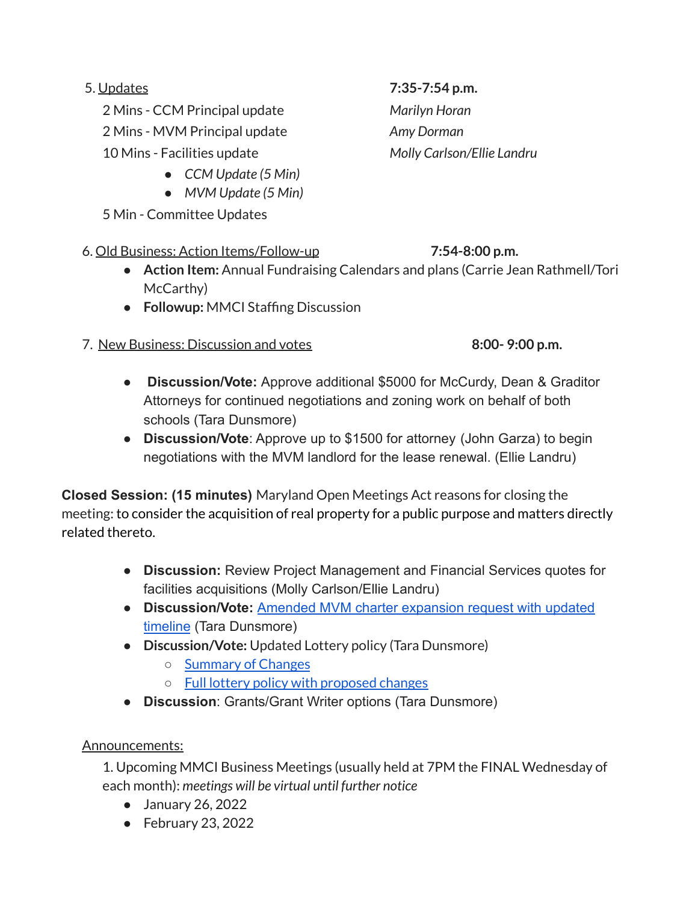5. Updates **7:35-7:54 p.m.**

2 Mins - CCM Principal update *Marilyn Horan*

2 Mins - MVM Principal update *Amy Dorman*

10 Mins - Facilities update *Molly Carlson/Ellie Landru*

- *CCM Update (5 Min)*
- *MVM Update (5 Min)*

5 Min - Committee Updates

6. Old Business: Action Items/Follow-up **7:54-8:00 p.m.**

- **Action Item:** Annual Fundraising Calendars and plans (Carrie Jean Rathmell/Tori McCarthy)
- **Followup:** MMCI Staffing Discussion

7. New Business: Discussion and votes **8:00- 9:00 p.m.**

- **Discussion/Vote:** Approve additional $5000 for McCurdy, Dean & Graditor Attorneys for continued negotiations and zoning work on behalf of both schools (Tara Dunsmore)
- **Discussion/Vote**: Approve up to $1500 for attorney (John Garza) to begin negotiations with the MVM landlord for the lease renewal. (Ellie Landru)

**Closed Session: (15 minutes)** Maryland Open Meetings Act reasons for closing the meeting: to consider the acquisition of real property for a public purpose and matters directly related thereto.

- **Discussion:** Review Project Management and Financial Services quotes for facilities acquisitions (Molly Carlson/Ellie Landru)
- **Discussion/Vote:** Amended MVM charter expansion request with updated timeline (Tara Dunsmore)
- **Discussion/Vote:** Updated Lottery policy (Tara Dunsmore)
  - Summary of Changes
  - Full lottery policy with proposed changes
- **Discussion**: Grants/Grant Writer options (Tara Dunsmore)

Announcements:

1. Upcoming MMCI Business Meetings (usually held at 7PM the FINAL Wednesday of each month): *meetings will be virtual until further notice*
   - January 26, 2022
   - February 23, 2022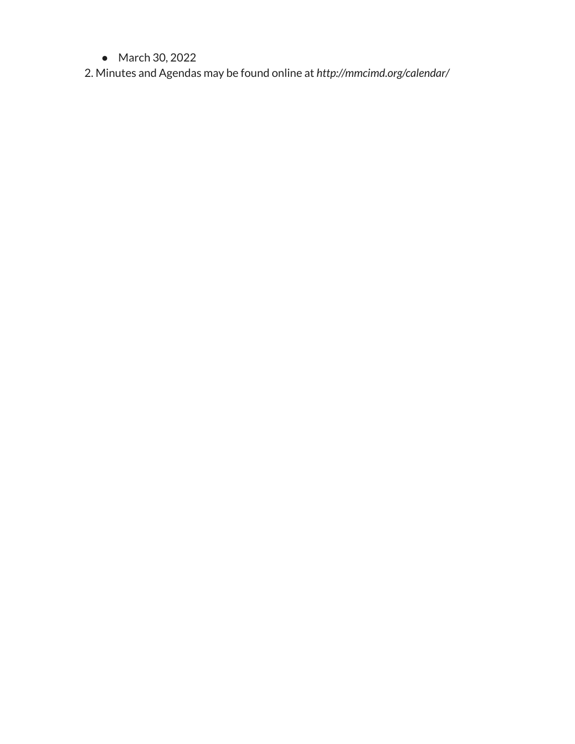- March 30, 2022

2. Minutes and Agendas may be found online at *http://mmcimd.org/calendar/*